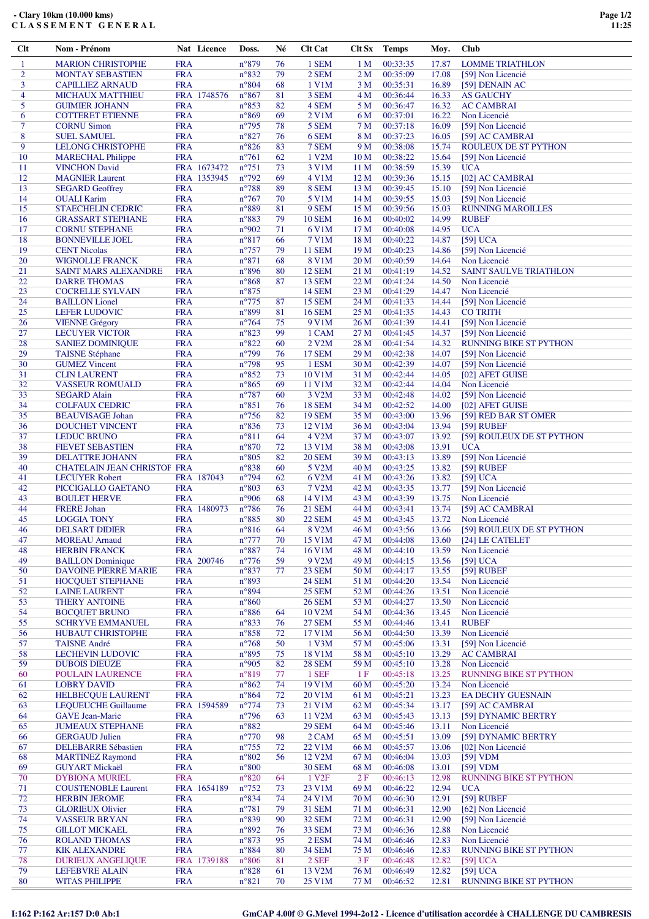# - Clary 10km (10.000 kms)
## CLASSEMENT GENERAL

| Clt | Nom - Prénom | Nat | Licence | Doss. | Né | Clt Cat | Clt Sx | Temps | Moy. | Club |
|---|---|---|---|---|---|---|---|---|---|---|
| 1 | MARION CHRISTOPHE | FRA | | n°879 | 76 | 1 SEM | 1 M | 00:33:35 | 17.87 | LOMME TRIATHLON |
| 2 | MONTAY SEBASTIEN | FRA | | n°832 | 72 | 2 SEM | 2 M | 00:35:09 | 17.08 | [59] Non Licencié |
| 3 | CAPILLIEZ ARNAUD | FRA | | n°804 | 68 | 1 V1M | 3 M | 00:35:31 | 16.89 | [59] DENAIN AC |
| 4 | MICHAUX MATTHIEU | FRA | 1748576 | n°867 | 81 | 3 SEM | 4 M | 00:36:44 | 16.33 | AS GAUCHY |
| 5 | GUIMIER JOHANN | FRA | | n°853 | 82 | 4 SEM | 5 M | 00:36:47 | 16.32 | AC CAMBRAI |
| 6 | COTTERET ETIENNE | FRA | | n°869 | 69 | 2 V1M | 6 M | 00:37:01 | 16.22 | Non Licencié |
| 7 | CORNU Simon | FRA | | n°795 | 78 | 5 SEM | 7 M | 00:37:18 | 16.09 | [59] Non Licencié |
| 8 | SUEL SAMUEL | FRA | | n°827 | 76 | 6 SEM | 8 M | 00:37:23 | 16.05 | [59] AC CAMBRAI |
| 9 | LELONG CHRISTOPHE | FRA | | n°826 | 83 | 7 SEM | 9 M | 00:38:08 | 15.74 | ROULEUX DE ST PYTHON |
| 10 | MARECHAL Philippe | FRA | | n°761 | 62 | 1 V2M | 10 M | 00:38:22 | 15.64 | [59] Non Licencié |
| 11 | VINCHON David | FRA | 1673472 | n°751 | 73 | 3 V1M | 11 M | 00:38:59 | 15.39 | UCA |
| 12 | MAGNIER Laurent | FRA | 1353945 | n°792 | 69 | 4 V1M | 12 M | 00:39:36 | 15.15 | [02] AC CAMBRAI |
| 13 | SEGARD Geoffrey | FRA | | n°788 | 89 | 8 SEM | 13 M | 00:39:45 | 15.10 | [59] Non Licencié |
| 14 | OUALI Karim | FRA | | n°767 | 70 | 5 V1M | 14 M | 00:39:55 | 15.03 | [59] Non Licencié |
| 15 | STAECHELIN CEDRIC | FRA | | n°889 | 81 | 9 SEM | 15 M | 00:39:56 | 15.03 | RUNNING MAROILLES |
| 16 | GRASSART STEPHANE | FRA | | n°883 | 79 | 10 SEM | 16 M | 00:40:02 | 14.99 | RUBEF |
| 17 | CORNU STEPHANE | FRA | | n°902 | 71 | 6 V1M | 17 M | 00:40:08 | 14.95 | UCA |
| 18 | BONNEVILLE JOEL | FRA | | n°817 | 66 | 7 V1M | 18 M | 00:40:22 | 14.87 | [59] UCA |
| 19 | CENT Nicolas | FRA | | n°757 | 79 | 11 SEM | 19 M | 00:40:23 | 14.86 | [59] Non Licencié |
| 20 | WIGNOLLE FRANCK | FRA | | n°871 | 68 | 8 V1M | 20 M | 00:40:59 | 14.64 | Non Licencié |
| 21 | SAINT MARS ALEXANDRE | FRA | | n°896 | 80 | 12 SEM | 21 M | 00:41:19 | 14.52 | SAINT SAULVE TRIATHLON |
| 22 | DARRE THOMAS | FRA | | n°868 | 87 | 13 SEM | 22 M | 00:41:24 | 14.50 | Non Licencié |
| 23 | COCRELLE SYLVAIN | FRA | | n°875 | | 14 SEM | 23 M | 00:41:29 | 14.47 | Non Licencié |
| 24 | BAILLON Lionel | FRA | | n°775 | 87 | 15 SEM | 24 M | 00:41:33 | 14.44 | [59] Non Licencié |
| 25 | LEFER LUDOVIC | FRA | | n°899 | 81 | 16 SEM | 25 M | 00:41:35 | 14.43 | CO TRITH |
| 26 | VIENNE Grégory | FRA | | n°764 | 75 | 9 V1M | 26 M | 00:41:39 | 14.41 | [59] Non Licencié |
| 27 | LECUYER VICTOR | FRA | | n°823 | 99 | 1 CAM | 27 M | 00:41:45 | 14.37 | [59] Non Licencié |
| 28 | SANIEZ DOMINIQUE | FRA | | n°822 | 60 | 2 V2M | 28 M | 00:41:54 | 14.32 | RUNNING BIKE ST PYTHON |
| 29 | TAISNE Stéphane | FRA | | n°799 | 76 | 17 SEM | 29 M | 00:42:38 | 14.07 | [59] Non Licencié |
| 30 | GUMEZ Vincent | FRA | | n°798 | 95 | 1 ESM | 30 M | 00:42:39 | 14.07 | [59] Non Licencié |
| 31 | CLIN LAURENT | FRA | | n°852 | 73 | 10 V1M | 31 M | 00:42:44 | 14.05 | [02] AFET GUISE |
| 32 | VASSEUR ROMUALD | FRA | | n°865 | 69 | 11 V1M | 32 M | 00:42:44 | 14.04 | Non Licencié |
| 33 | SEGARD Alain | FRA | | n°787 | 60 | 3 V2M | 33 M | 00:42:48 | 14.02 | [59] Non Licencié |
| 34 | COLFAUX CEDRIC | FRA | | n°851 | 76 | 18 SEM | 34 M | 00:42:52 | 14.00 | [02] AFET GUISE |
| 35 | BEAUVISAGE Johan | FRA | | n°756 | 82 | 19 SEM | 35 M | 00:43:00 | 13.96 | [59] RED BAR ST OMER |
| 36 | DOUCHET VINCENT | FRA | | n°836 | 73 | 12 V1M | 36 M | 00:43:04 | 13.94 | [59] RUBEF |
| 37 | LEDUC BRUNO | FRA | | n°811 | 64 | 4 V2M | 37 M | 00:43:07 | 13.92 | [59] ROULEUX DE ST PYTHON |
| 38 | FIEVET SEBASTIEN | FRA | | n°870 | 72 | 13 V1M | 38 M | 00:43:08 | 13.91 | UCA |
| 39 | DELATTRE JOHANN | FRA | | n°805 | 82 | 20 SEM | 39 M | 00:43:13 | 13.89 | [59] Non Licencié |
| 40 | CHATAIN JEAN CHRISTOF | FRA | | n°838 | 60 | 5 V2M | 40 M | 00:43:25 | 13.82 | [59] RUBEF |
| 41 | LECUYER Robert | FRA | 187043 | n°794 | 62 | 6 V2M | 41 M | 00:43:26 | 13.82 | [59] UCA |
| 42 | PICCIGALLO GAETANO | FRA | | n°803 | 63 | 7 V2M | 42 M | 00:43:35 | 13.77 | [59] Non Licencié |
| 43 | BOULET HERVE | FRA | | n°906 | 68 | 14 V1M | 43 M | 00:43:39 | 13.75 | Non Licencié |
| 44 | FRERE Johan | FRA | 1480973 | n°786 | 76 | 21 SEM | 44 M | 00:43:41 | 13.74 | [59] AC CAMBRAI |
| 45 | LOGGIA TONY | FRA | | n°885 | 80 | 22 SEM | 45 M | 00:43:45 | 13.72 | Non Licencié |
| 46 | DELSART DIDIER | FRA | | n°816 | 64 | 8 V2M | 46 M | 00:43:56 | 13.66 | [59] ROULEUX DE ST PYTHON |
| 47 | MOREAU Arnaud | FRA | | n°777 | 70 | 15 V1M | 47 M | 00:44:08 | 13.60 | [24] LE CATELET |
| 48 | HERBIN FRANCK | FRA | | n°887 | 74 | 16 V1M | 48 M | 00:44:10 | 13.59 | Non Licencié |
| 49 | BAILLON Dominique | FRA | 200746 | n°776 | 59 | 9 V2M | 49 M | 00:44:15 | 13.56 | [59] UCA |
| 50 | DAVOINE PIERRE MARIE | FRA | | n°837 | 77 | 23 SEM | 50 M | 00:44:17 | 13.55 | [59] RUBEF |
| 51 | HOCQUET STEPHANE | FRA | | n°893 | | 24 SEM | 51 M | 00:44:20 | 13.54 | Non Licencié |
| 52 | LAINE LAURENT | FRA | | n°894 | | 25 SEM | 52 M | 00:44:26 | 13.51 | Non Licencié |
| 53 | THERY ANTOINE | FRA | | n°860 | | 26 SEM | 53 M | 00:44:27 | 13.50 | Non Licencié |
| 54 | BOCQUET BRUNO | FRA | | n°886 | 64 | 10 V2M | 54 M | 00:44:36 | 13.45 | Non Licencié |
| 55 | SCHRYVE EMMANUEL | FRA | | n°833 | 76 | 27 SEM | 55 M | 00:44:46 | 13.41 | RUBEF |
| 56 | HUBAUT CHRISTOPHE | FRA | | n°858 | 72 | 17 V1M | 56 M | 00:44:50 | 13.39 | Non Licencié |
| 57 | TAISNE André | FRA | | n°768 | 50 | 1 V3M | 57 M | 00:45:06 | 13.31 | [59] Non Licencié |
| 58 | LECHEVIN LUDOVIC | FRA | | n°895 | 75 | 18 V1M | 58 M | 00:45:10 | 13.29 | AC CAMBRAI |
| 59 | DUBOIS DIEUZE | FRA | | n°905 | 82 | 28 SEM | 59 M | 00:45:10 | 13.28 | Non Licencié |
| 60 | POULAIN LAURENCE | FRA | | n°819 | 77 | 1 SEF | 1 F | 00:45:18 | 13.25 | RUNNING BIKE ST PYTHON |
| 61 | LOBRY DAVID | FRA | | n°862 | 74 | 19 V1M | 60 M | 00:45:20 | 13.24 | Non Licencié |
| 62 | HELBECQUE LAURENT | FRA | | n°864 | 72 | 20 V1M | 61 M | 00:45:21 | 13.23 | EA DECHY GUESNAIN |
| 63 | LEQUEUCHE Guillaume | FRA | 1594589 | n°774 | 73 | 21 V1M | 62 M | 00:45:34 | 13.17 | [59] AC CAMBRAI |
| 64 | GAVE Jean-Marie | FRA | | n°796 | 63 | 11 V2M | 63 M | 00:45:43 | 13.13 | [59] DYNAMIC BERTRY |
| 65 | JUMEAUX STEPHANE | FRA | | n°882 | | 29 SEM | 64 M | 00:45:46 | 13.11 | Non Licencié |
| 66 | GERGAUD Julien | FRA | | n°770 | 98 | 2 CAM | 65 M | 00:45:51 | 13.09 | [59] DYNAMIC BERTRY |
| 67 | DELEBARRE Sébastien | FRA | | n°755 | 72 | 22 V1M | 66 M | 00:45:57 | 13.06 | [02] Non Licencié |
| 68 | MARTINEZ Raymond | FRA | | n°802 | 56 | 12 V2M | 67 M | 00:46:04 | 13.03 | [59] VDM |
| 69 | GUYART Mickaël | FRA | | n°800 | | 30 SEM | 68 M | 00:46:08 | 13.01 | [59] VDM |
| 70 | DYBIONA MURIEL | FRA | | n°820 | 64 | 1 V2F | 2 F | 00:46:13 | 12.98 | RUNNING BIKE ST PYTHON |
| 71 | COUSTENOBLE Laurent | FRA | 1654189 | n°752 | 73 | 23 V1M | 69 M | 00:46:22 | 12.94 | UCA |
| 72 | HERBIN JEROME | FRA | | n°834 | 74 | 24 V1M | 70 M | 00:46:30 | 12.91 | [59] RUBEF |
| 73 | GLORIEUX Olivier | FRA | | n°781 | 79 | 31 SEM | 71 M | 00:46:31 | 12.90 | [62] Non Licencié |
| 74 | VASSEUR BRYAN | FRA | | n°839 | 90 | 32 SEM | 72 M | 00:46:31 | 12.90 | [59] Non Licencié |
| 75 | GILLOT MICKAEL | FRA | | n°892 | 76 | 33 SEM | 73 M | 00:46:36 | 12.88 | Non Licencié |
| 76 | ROLAND THOMAS | FRA | | n°873 | 95 | 2 ESM | 74 M | 00:46:46 | 12.83 | Non Licencié |
| 77 | KIK ALEXANDRE | FRA | | n°884 | 80 | 34 SEM | 75 M | 00:46:46 | 12.83 | RUNNING BIKE ST PYTHON |
| 78 | DURIEUX ANGELIQUE | FRA | 1739188 | n°806 | 81 | 2 SEF | 3 F | 00:46:48 | 12.82 | [59] UCA |
| 79 | LEFEBVRE ALAIN | FRA | | n°828 | 61 | 13 V2M | 76 M | 00:46:49 | 12.82 | [59] UCA |
| 80 | WITAS PHILIPPE | FRA | | n°821 | 70 | 25 V1M | 77 M | 00:46:52 | 12.81 | RUNNING BIKE ST PYTHON |

I:162 P:162 Ar:157 D:0 Ab:1

GmCAP 4.00f © G.Mevel 1994-2o12 - Licence d'utilisation accordée à CHALLENGE DU CAMBRESIS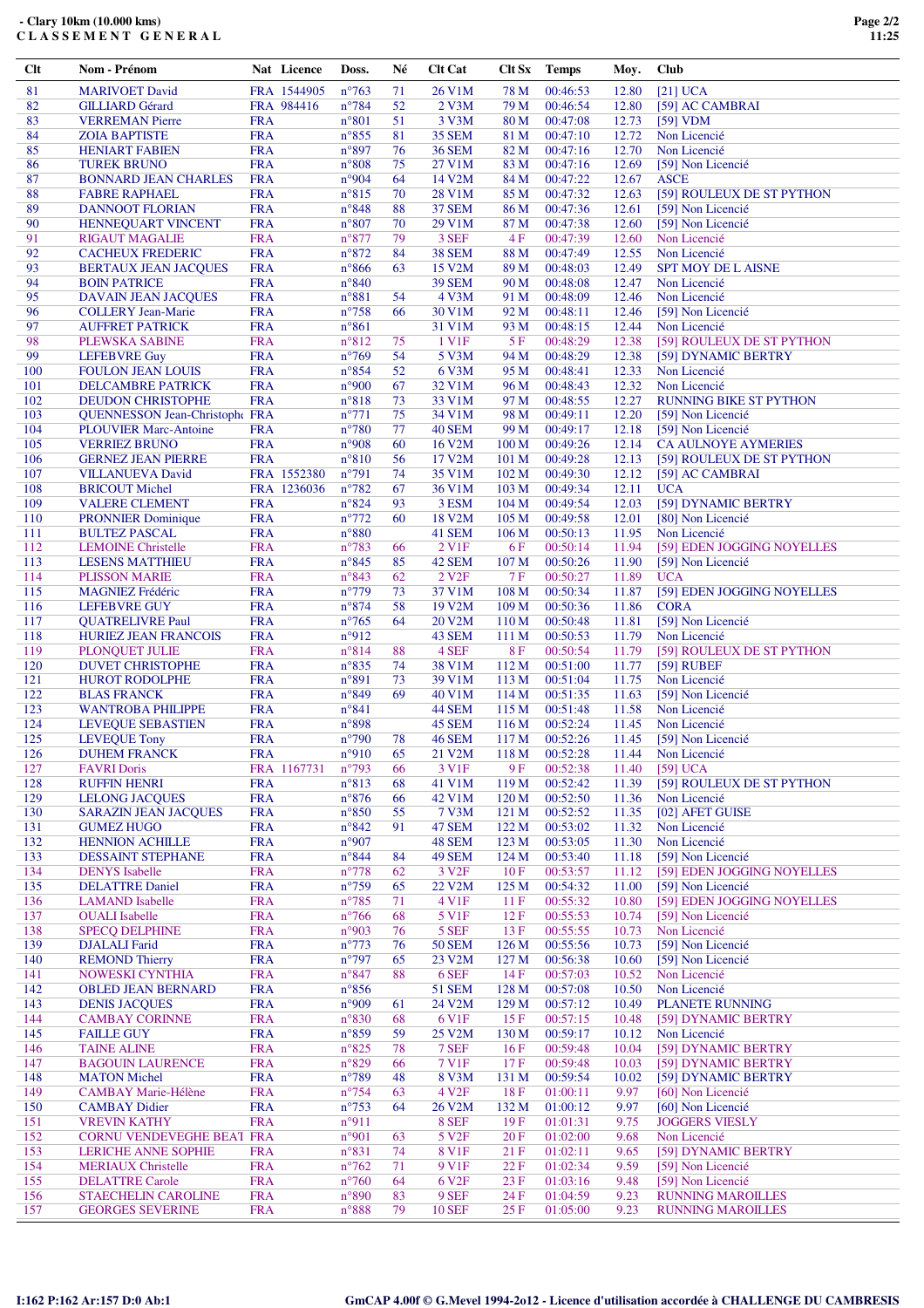**- Clary 10km (10.000 kms)**
**CLASSEMENT GENERAL**

| Clt | Nom - Prénom | Nat | Licence | Doss. | Né | Clt Cat | Clt Sx | Temps | Moy. | Club |
|---|---|---|---|---|---|---|---|---|---|---|
| 81 | MARIVOET David | FRA | 1544905 | n°763 | 71 | 26 V1M | 78 M | 00:46:53 | 12.80 | [21] UCA |
| 82 | GILLIARD Gérard | FRA | 984416 | n°784 | 52 | 2 V3M | 79 M | 00:46:54 | 12.80 | [59] AC CAMBRAI |
| 83 | VERREMAN Pierre | FRA | | n°801 | 51 | 3 V3M | 80 M | 00:47:08 | 12.73 | [59] VDM |
| 84 | ZOIA BAPTISTE | FRA | | n°855 | 81 | 35 SEM | 81 M | 00:47:10 | 12.72 | Non Licencié |
| 85 | HENIART FABIEN | FRA | | n°897 | 76 | 36 SEM | 82 M | 00:47:16 | 12.70 | Non Licencié |
| 86 | TUREK BRUNO | FRA | | n°808 | 75 | 27 V1M | 83 M | 00:47:16 | 12.69 | [59] Non Licencié |
| 87 | BONNARD JEAN CHARLES | FRA | | n°904 | 64 | 14 V2M | 84 M | 00:47:22 | 12.67 | ASCE |
| 88 | FABRE RAPHAEL | FRA | | n°815 | 70 | 28 V1M | 85 M | 00:47:32 | 12.63 | [59] ROULEUX DE ST PYTHON |
| 89 | DANNOOT FLORIAN | FRA | | n°848 | 88 | 37 SEM | 86 M | 00:47:36 | 12.61 | [59] Non Licencié |
| 90 | HENNEQUART VINCENT | FRA | | n°807 | 70 | 29 V1M | 87 M | 00:47:38 | 12.60 | [59] Non Licencié |
| 91 | RIGAUT MAGALIE | FRA | | n°877 | 79 | 3 SEF | 4 F | 00:47:39 | 12.60 | Non Licencié |
| 92 | CACHEUX FREDERIC | FRA | | n°872 | 84 | 38 SEM | 88 M | 00:47:49 | 12.55 | Non Licencié |
| 93 | BERTAUX JEAN JACQUES | FRA | | n°866 | 63 | 15 V2M | 89 M | 00:48:03 | 12.49 | SPT MOY DE L AISNE |
| 94 | BOIN PATRICE | FRA | | n°840 | | 39 SEM | 90 M | 00:48:08 | 12.47 | Non Licencié |
| 95 | DAVAIN JEAN JACQUES | FRA | | n°881 | 54 | 4 V3M | 91 M | 00:48:09 | 12.46 | Non Licencié |
| 96 | COLLERY Jean-Marie | FRA | | n°758 | 66 | 30 V1M | 92 M | 00:48:11 | 12.46 | [59] Non Licencié |
| 97 | AUFFRET PATRICK | FRA | | n°861 | | 31 V1M | 93 M | 00:48:15 | 12.44 | Non Licencié |
| 98 | PLEWSKA SABINE | FRA | | n°812 | 75 | 1 V1F | 5 F | 00:48:29 | 12.38 | [59] ROULEUX DE ST PYTHON |
| 99 | LEFEBVRE Guy | FRA | | n°769 | 54 | 5 V3M | 94 M | 00:48:29 | 12.38 | [59] DYNAMIC BERTRY |
| 100 | FOULON JEAN LOUIS | FRA | | n°854 | 52 | 6 V3M | 95 M | 00:48:41 | 12.33 | Non Licencié |
| 101 | DELCAMBRE PATRICK | FRA | | n°900 | 67 | 32 V1M | 96 M | 00:48:43 | 12.32 | Non Licencié |
| 102 | DEUDON CHRISTOPHE | FRA | | n°818 | 73 | 33 V1M | 97 M | 00:48:55 | 12.27 | RUNNING BIKE ST PYTHON |
| 103 | QUENNESSON Jean-Christophe | FRA | | n°771 | 75 | 34 V1M | 98 M | 00:49:11 | 12.20 | [59] Non Licencié |
| 104 | PLOUVIER Marc-Antoine | FRA | | n°780 | 77 | 40 SEM | 99 M | 00:49:17 | 12.18 | [59] Non Licencié |
| 105 | VERRIEZ BRUNO | FRA | | n°908 | 60 | 16 V2M | 100 M | 00:49:26 | 12.14 | CA AULNOYE AYMERIES |
| 106 | GERNEZ JEAN PIERRE | FRA | | n°810 | 56 | 17 V2M | 101 M | 00:49:28 | 12.13 | [59] ROULEUX DE ST PYTHON |
| 107 | VILLANUEVA David | FRA | 1552380 | n°791 | 74 | 35 V1M | 102 M | 00:49:30 | 12.12 | [59] AC CAMBRAI |
| 108 | BRICOUT Michel | FRA | 1236036 | n°782 | 67 | 36 V1M | 103 M | 00:49:34 | 12.11 | UCA |
| 109 | VALERE CLEMENT | FRA | | n°824 | 93 | 3 ESM | 104 M | 00:49:54 | 12.03 | [59] DYNAMIC BERTRY |
| 110 | PRONNIER Dominique | FRA | | n°772 | 60 | 18 V2M | 105 M | 00:49:58 | 12.01 | [80] Non Licencié |
| 111 | BULTEZ PASCAL | FRA | | n°880 | | 41 SEM | 106 M | 00:50:13 | 11.95 | Non Licencié |
| 112 | LEMOINE Christelle | FRA | | n°783 | 66 | 2 V1F | 6 F | 00:50:14 | 11.94 | [59] EDEN JOGGING NOYELLES |
| 113 | LESENS MATTHIEU | FRA | | n°845 | 85 | 42 SEM | 107 M | 00:50:26 | 11.90 | [59] Non Licencié |
| 114 | PLISSON MARIE | FRA | | n°843 | 62 | 2 V2F | 7 F | 00:50:27 | 11.89 | UCA |
| 115 | MAGNIEZ Frédéric | FRA | | n°779 | 73 | 37 V1M | 108 M | 00:50:34 | 11.87 | [59] EDEN JOGGING NOYELLES |
| 116 | LEFEBVRE GUY | FRA | | n°874 | 58 | 19 V2M | 109 M | 00:50:36 | 11.86 | CORA |
| 117 | QUATRELIVRE Paul | FRA | | n°765 | 64 | 20 V2M | 110 M | 00:50:48 | 11.81 | [59] Non Licencié |
| 118 | HURIEZ JEAN FRANCOIS | FRA | | n°912 | | 43 SEM | 111 M | 00:50:53 | 11.79 | Non Licencié |
| 119 | PLONQUET JULIE | FRA | | n°814 | 88 | 4 SEF | 8 F | 00:50:54 | 11.79 | [59] ROULEUX DE ST PYTHON |
| 120 | DUVET CHRISTOPHE | FRA | | n°835 | 74 | 38 V1M | 112 M | 00:51:00 | 11.77 | [59] RUBEF |
| 121 | HUROT RODOLPHE | FRA | | n°891 | 73 | 39 V1M | 113 M | 00:51:04 | 11.75 | Non Licencié |
| 122 | BLAS FRANCK | FRA | | n°849 | 69 | 40 V1M | 114 M | 00:51:35 | 11.63 | [59] Non Licencié |
| 123 | WANTROBA PHILIPPE | FRA | | n°841 | | 44 SEM | 115 M | 00:51:48 | 11.58 | Non Licencié |
| 124 | LEVEQUE SEBASTIEN | FRA | | n°898 | | 45 SEM | 116 M | 00:52:24 | 11.45 | Non Licencié |
| 125 | LEVEQUE Tony | FRA | | n°790 | 78 | 46 SEM | 117 M | 00:52:26 | 11.45 | [59] Non Licencié |
| 126 | DUHEM FRANCK | FRA | | n°910 | 65 | 21 V2M | 118 M | 00:52:28 | 11.44 | Non Licencié |
| 127 | FAVRI Doris | FRA | 1167731 | n°793 | 66 | 3 V1F | 9 F | 00:52:38 | 11.40 | [59] UCA |
| 128 | RUFFIN HENRI | FRA | | n°813 | 68 | 41 V1M | 119 M | 00:52:42 | 11.39 | [59] ROULEUX DE ST PYTHON |
| 129 | LELONG JACQUES | FRA | | n°876 | 66 | 42 V1M | 120 M | 00:52:50 | 11.36 | Non Licencié |
| 130 | SARAZIN JEAN JACQUES | FRA | | n°850 | 55 | 7 V3M | 121 M | 00:52:52 | 11.35 | [02] AFET GUISE |
| 131 | GUMEZ HUGO | FRA | | n°842 | 91 | 47 SEM | 122 M | 00:53:02 | 11.32 | Non Licencié |
| 132 | HENNION ACHILLE | FRA | | n°907 | | 48 SEM | 123 M | 00:53:05 | 11.30 | Non Licencié |
| 133 | DESSAINT STEPHANE | FRA | | n°844 | 84 | 49 SEM | 124 M | 00:53:40 | 11.18 | [59] Non Licencié |
| 134 | DENYS Isabelle | FRA | | n°778 | 62 | 3 V2F | 10 F | 00:53:57 | 11.12 | [59] EDEN JOGGING NOYELLES |
| 135 | DELATTRE Daniel | FRA | | n°759 | 65 | 22 V2M | 125 M | 00:54:32 | 11.00 | [59] Non Licencié |
| 136 | LAMAND Isabelle | FRA | | n°785 | 71 | 4 V1F | 11 F | 00:55:32 | 10.80 | [59] EDEN JOGGING NOYELLES |
| 137 | OUALI Isabelle | FRA | | n°766 | 68 | 5 V1F | 12 F | 00:55:53 | 10.74 | [59] Non Licencié |
| 138 | SPECQ DELPHINE | FRA | | n°903 | 76 | 5 SEF | 13 F | 00:55:55 | 10.73 | Non Licencié |
| 139 | DJALALI Farid | FRA | | n°773 | 76 | 50 SEM | 126 M | 00:55:56 | 10.73 | [59] Non Licencié |
| 140 | REMOND Thierry | FRA | | n°797 | 65 | 23 V2M | 127 M | 00:56:38 | 10.60 | [59] Non Licencié |
| 141 | NOWESKI CYNTHIA | FRA | | n°847 | 88 | 6 SEF | 14 F | 00:57:03 | 10.52 | Non Licencié |
| 142 | OBLED JEAN BERNARD | FRA | | n°856 | | 51 SEM | 128 M | 00:57:08 | 10.50 | Non Licencié |
| 143 | DENIS JACQUES | FRA | | n°909 | 61 | 24 V2M | 129 M | 00:57:12 | 10.49 | PLANETE RUNNING |
| 144 | CAMBAY CORINNE | FRA | | n°830 | 68 | 6 V1F | 15 F | 00:57:15 | 10.48 | [59] DYNAMIC BERTRY |
| 145 | FAILLE GUY | FRA | | n°859 | 59 | 25 V2M | 130 M | 00:59:17 | 10.12 | Non Licencié |
| 146 | TAINE ALINE | FRA | | n°825 | 78 | 7 SEF | 16 F | 00:59:48 | 10.04 | [59] DYNAMIC BERTRY |
| 147 | BAGOUIN LAURENCE | FRA | | n°829 | 66 | 7 V1F | 17 F | 00:59:48 | 10.03 | [59] DYNAMIC BERTRY |
| 148 | MATON Michel | FRA | | n°789 | 48 | 8 V3M | 131 M | 00:59:54 | 10.02 | [59] DYNAMIC BERTRY |
| 149 | CAMBAY Marie-Hélène | FRA | | n°754 | 63 | 4 V2F | 18 F | 01:00:11 | 9.97 | [60] Non Licencié |
| 150 | CAMBAY Didier | FRA | | n°753 | 64 | 26 V2M | 132 M | 01:00:12 | 9.97 | [60] Non Licencié |
| 151 | VREVIN KATHY | FRA | | n°911 | | 8 SEF | 19 F | 01:01:31 | 9.75 | JOGGERS VIESLY |
| 152 | CORNU VENDEVEGHE BEAT | FRA | | n°901 | 63 | 5 V2F | 20 F | 01:02:00 | 9.68 | Non Licencié |
| 153 | LERICHE ANNE SOPHIE | FRA | | n°831 | 74 | 8 V1F | 21 F | 01:02:11 | 9.65 | [59] DYNAMIC BERTRY |
| 154 | MERIAUX Christelle | FRA | | n°762 | 71 | 9 V1F | 22 F | 01:02:34 | 9.59 | [59] Non Licencié |
| 155 | DELATTRE Carole | FRA | | n°760 | 64 | 6 V2F | 23 F | 01:03:16 | 9.48 | [59] Non Licencié |
| 156 | STAECHELIN CAROLINE | FRA | | n°890 | 83 | 9 SEF | 24 F | 01:04:59 | 9.23 | RUNNING MAROILLES |
| 157 | GEORGES SEVERINE | FRA | | n°888 | 79 | 10 SEF | 25 F | 01:05:00 | 9.23 | RUNNING MAROILLES |

I:162 P:162 Ar:157 D:0 Ab:1

GmCAP 4.00f © G.Mevel 1994-2o12 - Licence d'utilisation accordée à CHALLENGE DU CAMBRESIS